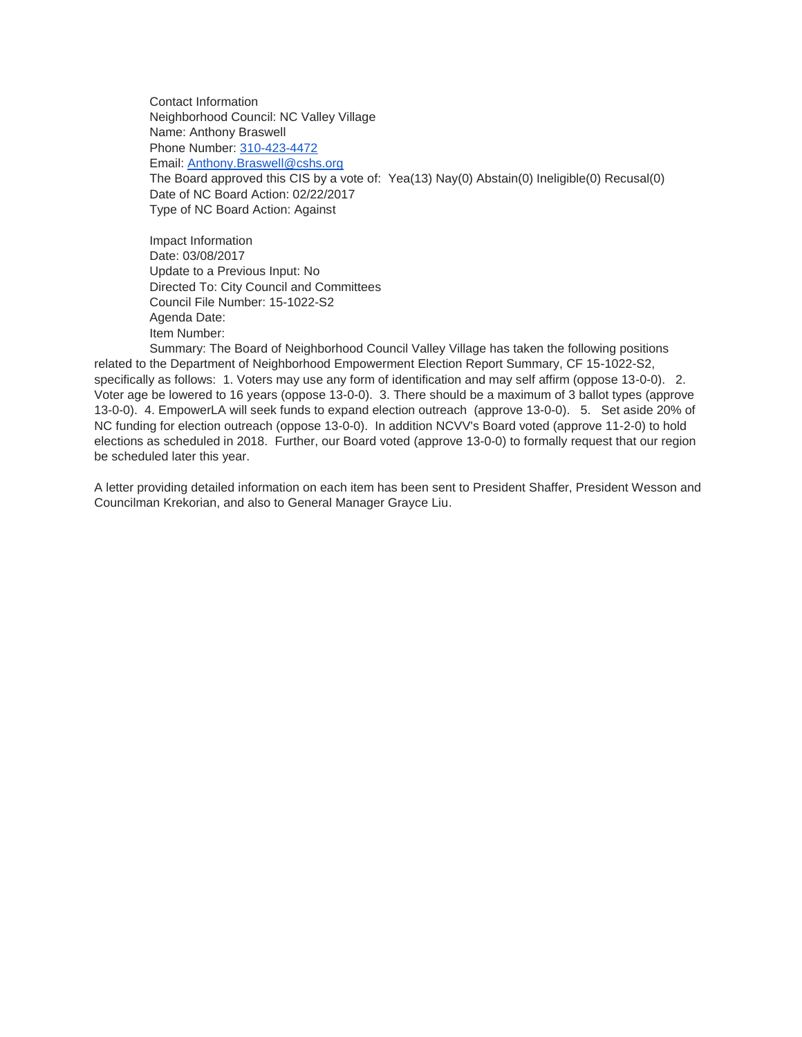Contact Information
Neighborhood Council: NC Valley Village
Name: Anthony Braswell
Phone Number: 310-423-4472
Email: Anthony.Braswell@cshs.org
The Board approved this CIS by a vote of: Yea(13) Nay(0) Abstain(0) Ineligible(0) Recusal(0)
Date of NC Board Action: 02/22/2017
Type of NC Board Action: Against

Impact Information
Date: 03/08/2017
Update to a Previous Input: No
Directed To: City Council and Committees
Council File Number: 15-1022-S2
Agenda Date:
Item Number:
Summary: The Board of Neighborhood Council Valley Village has taken the following positions related to the Department of Neighborhood Empowerment Election Report Summary, CF 15-1022-S2, specifically as follows: 1. Voters may use any form of identification and may self affirm (oppose 13-0-0). 2. Voter age be lowered to 16 years (oppose 13-0-0). 3. There should be a maximum of 3 ballot types (approve 13-0-0). 4. EmpowerLA will seek funds to expand election outreach (approve 13-0-0). 5. Set aside 20% of NC funding for election outreach (oppose 13-0-0). In addition NCVV's Board voted (approve 11-2-0) to hold elections as scheduled in 2018. Further, our Board voted (approve 13-0-0) to formally request that our region be scheduled later this year.

A letter providing detailed information on each item has been sent to President Shaffer, President Wesson and Councilman Krekorian, and also to General Manager Grayce Liu.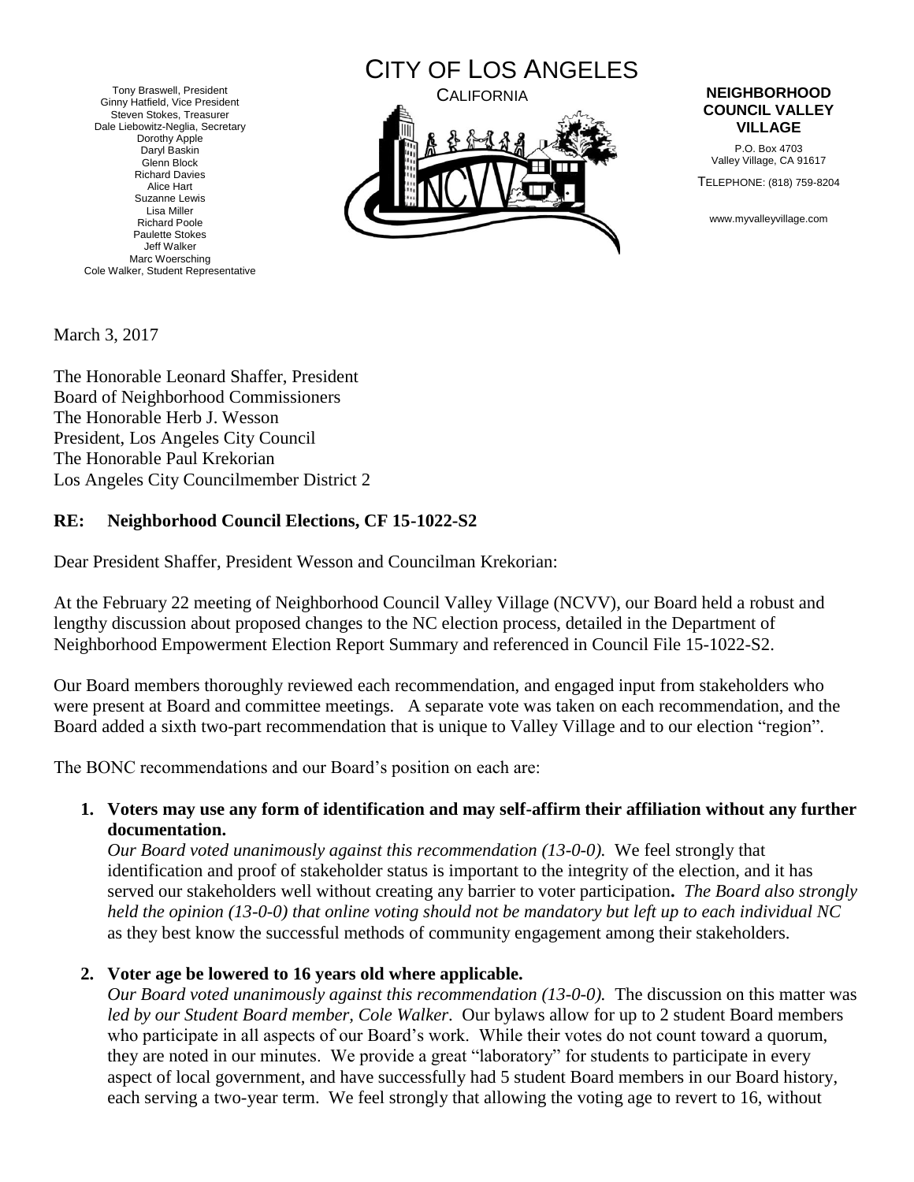Tony Braswell, President
Ginny Hatfield, Vice President
Steven Stokes, Treasurer
Dale Liebowitz-Neglia, Secretary
Dorothy Apple
Daryl Baskin
Glenn Block
Richard Davies
Alice Hart
Suzanne Lewis
Lisa Miller
Richard Poole
Paulette Stokes
Jeff Walker
Marc Woersching
Cole Walker, Student Representative

# CITY OF LOS ANGELES

CALIFORNIA

**NEIGHBORHOOD COUNCIL VALLEY VILLAGE**

P.O. Box 4703
Valley Village, CA 91617

TELEPHONE: (818) 759-8204

www.myvalleyvillage.com

March 3, 2017

The Honorable Leonard Shaffer, President
Board of Neighborhood Commissioners
The Honorable Herb J. Wesson
President, Los Angeles City Council
The Honorable Paul Krekorian
Los Angeles City Councilmember District 2

**RE: Neighborhood Council Elections, CF 15-1022-S2**

Dear President Shaffer, President Wesson and Councilman Krekorian:

At the February 22 meeting of Neighborhood Council Valley Village (NCVV), our Board held a robust and lengthy discussion about proposed changes to the NC election process, detailed in the Department of Neighborhood Empowerment Election Report Summary and referenced in Council File 15-1022-S2.

Our Board members thoroughly reviewed each recommendation, and engaged input from stakeholders who were present at Board and committee meetings. A separate vote was taken on each recommendation, and the Board added a sixth two-part recommendation that is unique to Valley Village and to our election "region".

The BONC recommendations and our Board's position on each are:

1. **Voters may use any form of identification and may self-affirm their affiliation without any further documentation.**
   *Our Board voted unanimously against this recommendation (13-0-0).* We feel strongly that identification and proof of stakeholder status is important to the integrity of the election, and it has served our stakeholders well without creating any barrier to voter participation**.** *The Board also strongly held the opinion (13-0-0) that online voting should not be mandatory but left up to each individual NC* as they best know the successful methods of community engagement among their stakeholders.

2. **Voter age be lowered to 16 years old where applicable.**
   *Our Board voted unanimously against this recommendation (13-0-0).* The discussion on this matter was *led by our Student Board member, Cole Walker*. Our bylaws allow for up to 2 student Board members who participate in all aspects of our Board's work. While their votes do not count toward a quorum, they are noted in our minutes. We provide a great "laboratory" for students to participate in every aspect of local government, and have successfully had 5 student Board members in our Board history, each serving a two-year term. We feel strongly that allowing the voting age to revert to 16, without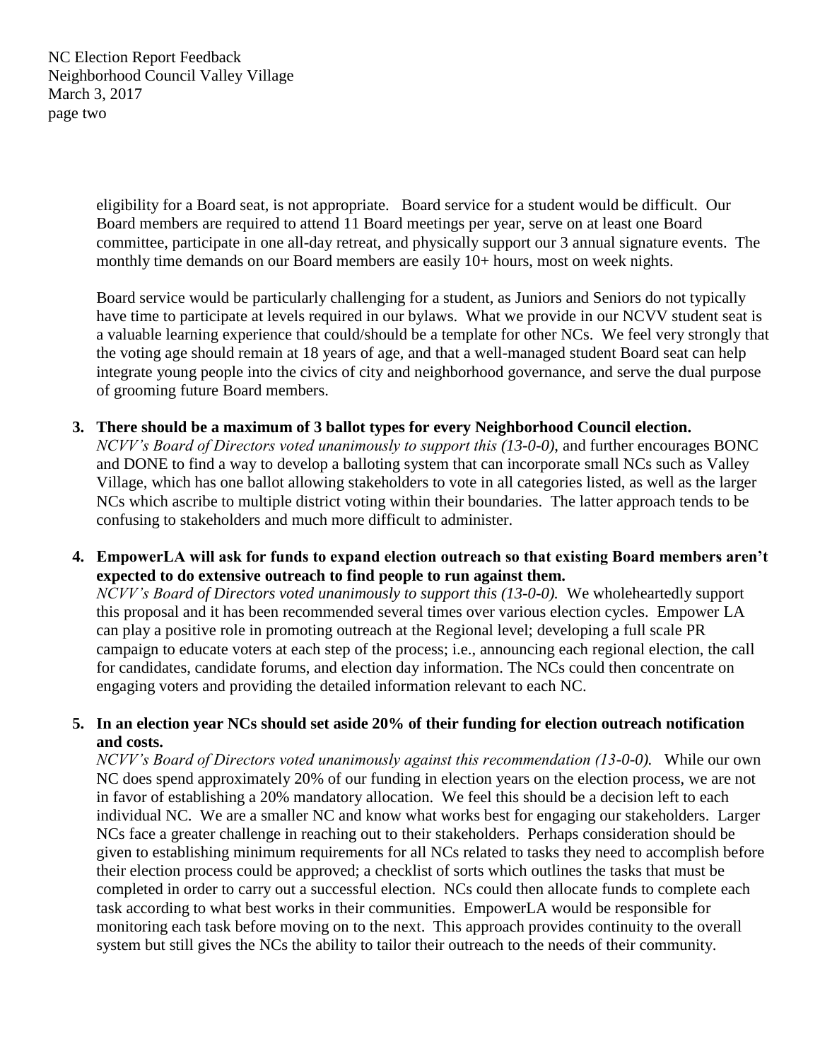eligibility for a Board seat, is not appropriate. Board service for a student would be difficult. Our Board members are required to attend 11 Board meetings per year, serve on at least one Board committee, participate in one all-day retreat, and physically support our 3 annual signature events. The monthly time demands on our Board members are easily 10+ hours, most on week nights.

Board service would be particularly challenging for a student, as Juniors and Seniors do not typically have time to participate at levels required in our bylaws. What we provide in our NCVV student seat is a valuable learning experience that could/should be a template for other NCs. We feel very strongly that the voting age should remain at 18 years of age, and that a well-managed student Board seat can help integrate young people into the civics of city and neighborhood governance, and serve the dual purpose of grooming future Board members.

3. **There should be a maximum of 3 ballot types for every Neighborhood Council election.**
*NCVV's Board of Directors voted unanimously to support this (13-0-0)*, and further encourages BONC and DONE to find a way to develop a balloting system that can incorporate small NCs such as Valley Village, which has one ballot allowing stakeholders to vote in all categories listed, as well as the larger NCs which ascribe to multiple district voting within their boundaries. The latter approach tends to be confusing to stakeholders and much more difficult to administer.

4. **EmpowerLA will ask for funds to expand election outreach so that existing Board members aren't expected to do extensive outreach to find people to run against them.**
*NCVV's Board of Directors voted unanimously to support this (13-0-0).* We wholeheartedly support this proposal and it has been recommended several times over various election cycles. Empower LA can play a positive role in promoting outreach at the Regional level; developing a full scale PR campaign to educate voters at each step of the process; i.e., announcing each regional election, the call for candidates, candidate forums, and election day information. The NCs could then concentrate on engaging voters and providing the detailed information relevant to each NC.

5. **In an election year NCs should set aside 20% of their funding for election outreach notification and costs.**
*NCVV's Board of Directors voted unanimously against this recommendation (13-0-0).* While our own NC does spend approximately 20% of our funding in election years on the election process, we are not in favor of establishing a 20% mandatory allocation. We feel this should be a decision left to each individual NC. We are a smaller NC and know what works best for engaging our stakeholders. Larger NCs face a greater challenge in reaching out to their stakeholders. Perhaps consideration should be given to establishing minimum requirements for all NCs related to tasks they need to accomplish before their election process could be approved; a checklist of sorts which outlines the tasks that must be completed in order to carry out a successful election. NCs could then allocate funds to complete each task according to what best works in their communities. EmpowerLA would be responsible for monitoring each task before moving on to the next. This approach provides continuity to the overall system but still gives the NCs the ability to tailor their outreach to the needs of their community.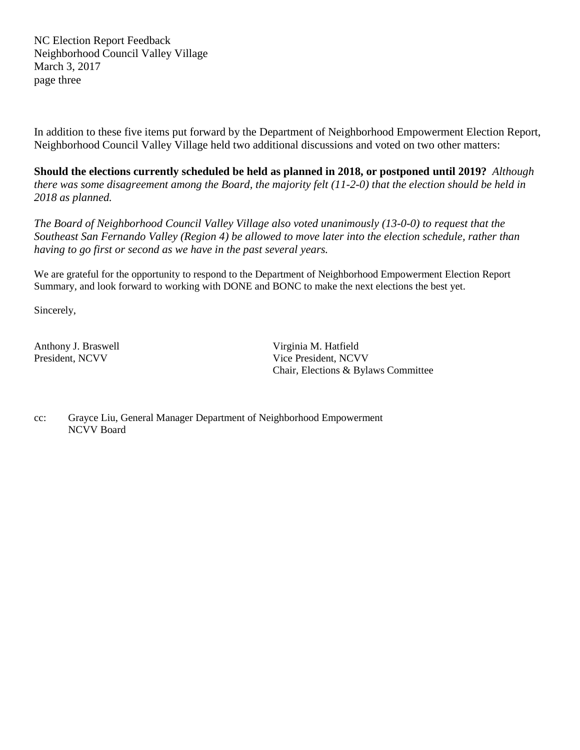In addition to these five items put forward by the Department of Neighborhood Empowerment Election Report, Neighborhood Council Valley Village held two additional discussions and voted on two other matters:

**Should the elections currently scheduled be held as planned in 2018, or postponed until 2019?** *Although there was some disagreement among the Board, the majority felt (11-2-0) that the election should be held in 2018 as planned.*

*The Board of Neighborhood Council Valley Village also voted unanimously (13-0-0) to request that the Southeast San Fernando Valley (Region 4) be allowed to move later into the election schedule, rather than having to go first or second as we have in the past several years.*

We are grateful for the opportunity to respond to the Department of Neighborhood Empowerment Election Report Summary, and look forward to working with DONE and BONC to make the next elections the best yet.

Sincerely,

Anthony J. Braswell
President, NCVV

Virginia M. Hatfield
Vice President, NCVV
Chair, Elections & Bylaws Committee

cc: Grayce Liu, General Manager Department of Neighborhood Empowerment
NCVV Board